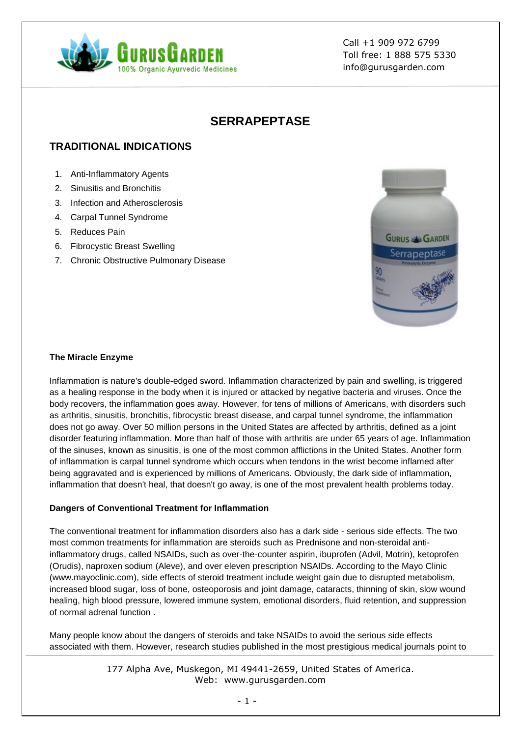GurusGarden
100% Organic Ayurvedic Medicines

Call +1 909 972 6799
Toll free: 1 888 575 5330
info@gurusgarden.com

# SERRAPEPTASE

## TRADITIONAL INDICATIONS

1. Anti-Inflammatory Agents
2. Sinusitis and Bronchitis
3. Infection and Atherosclerosis
4. Carpal Tunnel Syndrome
5. Reduces Pain
6. Fibrocystic Breast Swelling
7. Chronic Obstructive Pulmonary Disease

**The Miracle Enzyme**

Inflammation is nature's double-edged sword. Inflammation characterized by pain and swelling, is triggered as a healing response in the body when it is injured or attacked by negative bacteria and viruses. Once the body recovers, the inflammation goes away. However, for tens of millions of Americans, with disorders such as arthritis, sinusitis, bronchitis, fibrocystic breast disease, and carpal tunnel syndrome, the inflammation does not go away. Over 50 million persons in the United States are affected by arthritis, defined as a joint disorder featuring inflammation. More than half of those with arthritis are under 65 years of age. Inflammation of the sinuses, known as sinusitis, is one of the most common afflictions in the United States. Another form of inflammation is carpal tunnel syndrome which occurs when tendons in the wrist become inflamed after being aggravated and is experienced by millions of Americans. Obviously, the dark side of inflammation, inflammation that doesn't heal, that doesn't go away, is one of the most prevalent health problems today.

**Dangers of Conventional Treatment for Inflammation**

The conventional treatment for inflammation disorders also has a dark side - serious side effects. The two most common treatments for inflammation are steroids such as Prednisone and non-steroidal anti-inflammatory drugs, called NSAIDs, such as over-the-counter aspirin, ibuprofen (Advil, Motrin), ketoprofen (Orudis), naproxen sodium (Aleve), and over eleven prescription NSAIDs. According to the Mayo Clinic (www.mayoclinic.com), side effects of steroid treatment include weight gain due to disrupted metabolism, increased blood sugar, loss of bone, osteoporosis and joint damage, cataracts, thinning of skin, slow wound healing, high blood pressure, lowered immune system, emotional disorders, fluid retention, and suppression of normal adrenal function .

Many people know about the dangers of steroids and take NSAIDs to avoid the serious side effects associated with them. However, research studies published in the most prestigious medical journals point to

177 Alpha Ave, Muskegon, MI 49441-2659, United States of America.
Web: www.gurusgarden.com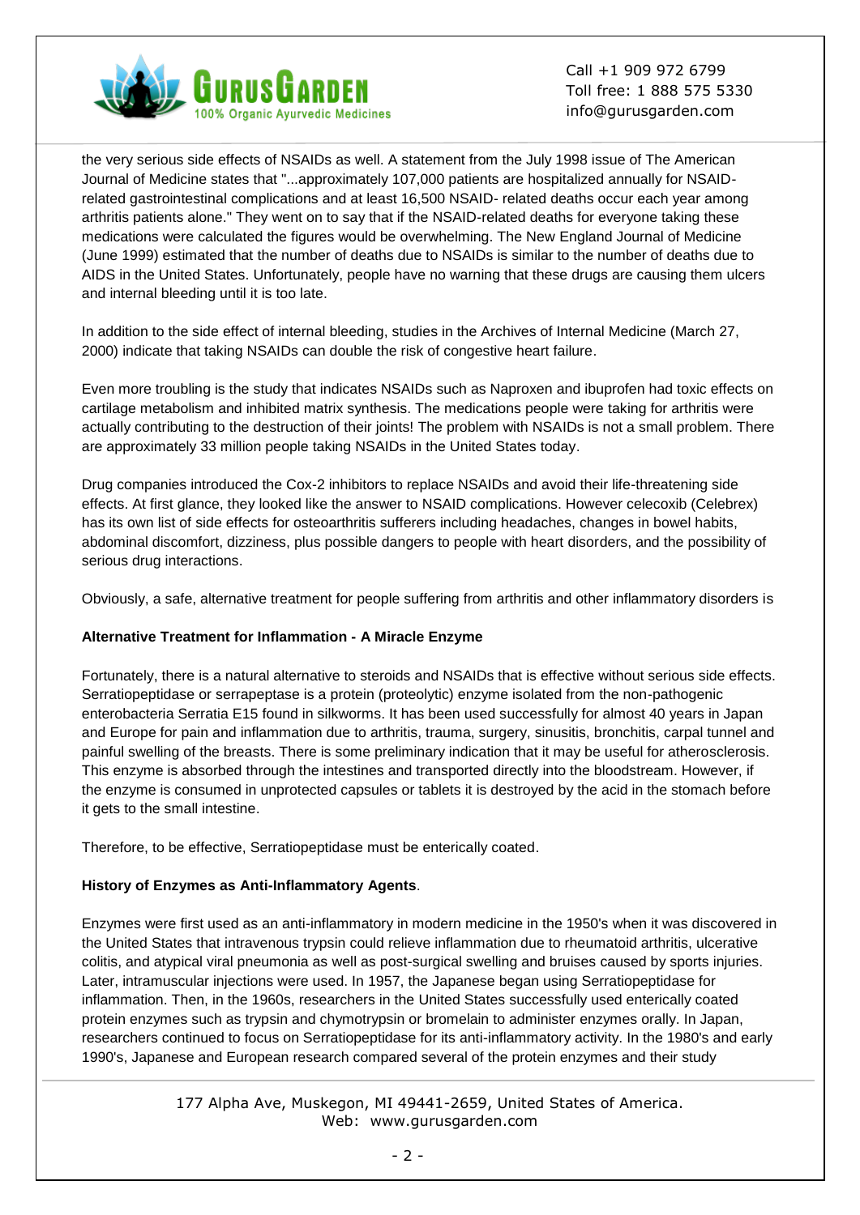the very serious side effects of NSAIDs as well. A statement from the July 1998 issue of The American Journal of Medicine states that "...approximately 107,000 patients are hospitalized annually for NSAID-related gastrointestinal complications and at least 16,500 NSAID- related deaths occur each year among arthritis patients alone." They went on to say that if the NSAID-related deaths for everyone taking these medications were calculated the figures would be overwhelming. The New England Journal of Medicine (June 1999) estimated that the number of deaths due to NSAIDs is similar to the number of deaths due to AIDS in the United States. Unfortunately, people have no warning that these drugs are causing them ulcers and internal bleeding until it is too late.

In addition to the side effect of internal bleeding, studies in the Archives of Internal Medicine (March 27, 2000) indicate that taking NSAIDs can double the risk of congestive heart failure.

Even more troubling is the study that indicates NSAIDs such as Naproxen and ibuprofen had toxic effects on cartilage metabolism and inhibited matrix synthesis. The medications people were taking for arthritis were actually contributing to the destruction of their joints! The problem with NSAIDs is not a small problem. There are approximately 33 million people taking NSAIDs in the United States today.

Drug companies introduced the Cox-2 inhibitors to replace NSAIDs and avoid their life-threatening side effects. At first glance, they looked like the answer to NSAID complications. However celecoxib (Celebrex) has its own list of side effects for osteoarthritis sufferers including headaches, changes in bowel habits, abdominal discomfort, dizziness, plus possible dangers to people with heart disorders, and the possibility of serious drug interactions.

Obviously, a safe, alternative treatment for people suffering from arthritis and other inflammatory disorders is

**Alternative Treatment for Inflammation - A Miracle Enzyme**

Fortunately, there is a natural alternative to steroids and NSAIDs that is effective without serious side effects. Serratiopeptidase or serrapeptase is a protein (proteolytic) enzyme isolated from the non-pathogenic enterobacteria Serratia E15 found in silkworms. It has been used successfully for almost 40 years in Japan and Europe for pain and inflammation due to arthritis, trauma, surgery, sinusitis, bronchitis, carpal tunnel and painful swelling of the breasts. There is some preliminary indication that it may be useful for atherosclerosis. This enzyme is absorbed through the intestines and transported directly into the bloodstream. However, if the enzyme is consumed in unprotected capsules or tablets it is destroyed by the acid in the stomach before it gets to the small intestine.

Therefore, to be effective, Serratiopeptidase must be enterically coated.

**History of Enzymes as Anti-Inflammatory Agents**.

Enzymes were first used as an anti-inflammatory in modern medicine in the 1950's when it was discovered in the United States that intravenous trypsin could relieve inflammation due to rheumatoid arthritis, ulcerative colitis, and atypical viral pneumonia as well as post-surgical swelling and bruises caused by sports injuries. Later, intramuscular injections were used. In 1957, the Japanese began using Serratiopeptidase for inflammation. Then, in the 1960s, researchers in the United States successfully used enterically coated protein enzymes such as trypsin and chymotrypsin or bromelain to administer enzymes orally. In Japan, researchers continued to focus on Serratiopeptidase for its anti-inflammatory activity. In the 1980's and early 1990's, Japanese and European research compared several of the protein enzymes and their study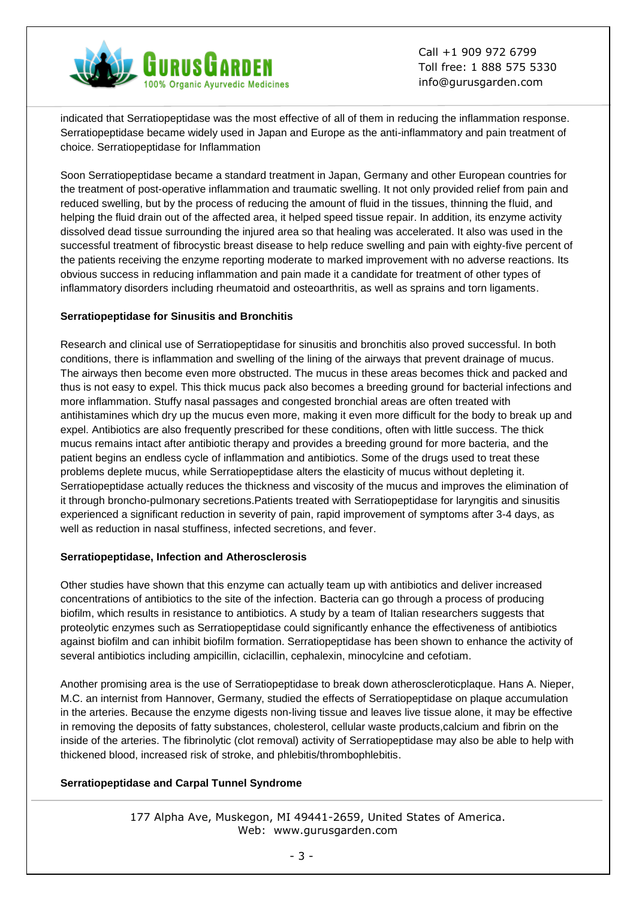indicated that Serratiopeptidase was the most effective of all of them in reducing the inflammation response. Serratiopeptidase became widely used in Japan and Europe as the anti-inflammatory and pain treatment of choice. Serratiopeptidase for Inflammation

Soon Serratiopeptidase became a standard treatment in Japan, Germany and other European countries for the treatment of post-operative inflammation and traumatic swelling. It not only provided relief from pain and reduced swelling, but by the process of reducing the amount of fluid in the tissues, thinning the fluid, and helping the fluid drain out of the affected area, it helped speed tissue repair. In addition, its enzyme activity dissolved dead tissue surrounding the injured area so that healing was accelerated. It also was used in the successful treatment of fibrocystic breast disease to help reduce swelling and pain with eighty-five percent of the patients receiving the enzyme reporting moderate to marked improvement with no adverse reactions. Its obvious success in reducing inflammation and pain made it a candidate for treatment of other types of inflammatory disorders including rheumatoid and osteoarthritis, as well as sprains and torn ligaments.

**Serratiopeptidase for Sinusitis and Bronchitis**

Research and clinical use of Serratiopeptidase for sinusitis and bronchitis also proved successful. In both conditions, there is inflammation and swelling of the lining of the airways that prevent drainage of mucus. The airways then become even more obstructed. The mucus in these areas becomes thick and packed and thus is not easy to expel. This thick mucus pack also becomes a breeding ground for bacterial infections and more inflammation. Stuffy nasal passages and congested bronchial areas are often treated with antihistamines which dry up the mucus even more, making it even more difficult for the body to break up and expel. Antibiotics are also frequently prescribed for these conditions, often with little success. The thick mucus remains intact after antibiotic therapy and provides a breeding ground for more bacteria, and the patient begins an endless cycle of inflammation and antibiotics. Some of the drugs used to treat these problems deplete mucus, while Serratiopeptidase alters the elasticity of mucus without depleting it. Serratiopeptidase actually reduces the thickness and viscosity of the mucus and improves the elimination of it through broncho-pulmonary secretions.Patients treated with Serratiopeptidase for laryngitis and sinusitis experienced a significant reduction in severity of pain, rapid improvement of symptoms after 3-4 days, as well as reduction in nasal stuffiness, infected secretions, and fever.

**Serratiopeptidase, Infection and Atherosclerosis**

Other studies have shown that this enzyme can actually team up with antibiotics and deliver increased concentrations of antibiotics to the site of the infection. Bacteria can go through a process of producing biofilm, which results in resistance to antibiotics. A study by a team of Italian researchers suggests that proteolytic enzymes such as Serratiopeptidase could significantly enhance the effectiveness of antibiotics against biofilm and can inhibit biofilm formation. Serratiopeptidase has been shown to enhance the activity of several antibiotics including ampicillin, ciclacillin, cephalexin, minocylcine and cefotiam.

Another promising area is the use of Serratiopeptidase to break down atheroscleroticplaque. Hans A. Nieper, M.C. an internist from Hannover, Germany, studied the effects of Serratiopeptidase on plaque accumulation in the arteries. Because the enzyme digests non-living tissue and leaves live tissue alone, it may be effective in removing the deposits of fatty substances, cholesterol, cellular waste products,calcium and fibrin on the inside of the arteries. The fibrinolytic (clot removal) activity of Serratiopeptidase may also be able to help with thickened blood, increased risk of stroke, and phlebitis/thrombophlebitis.

**Serratiopeptidase and Carpal Tunnel Syndrome**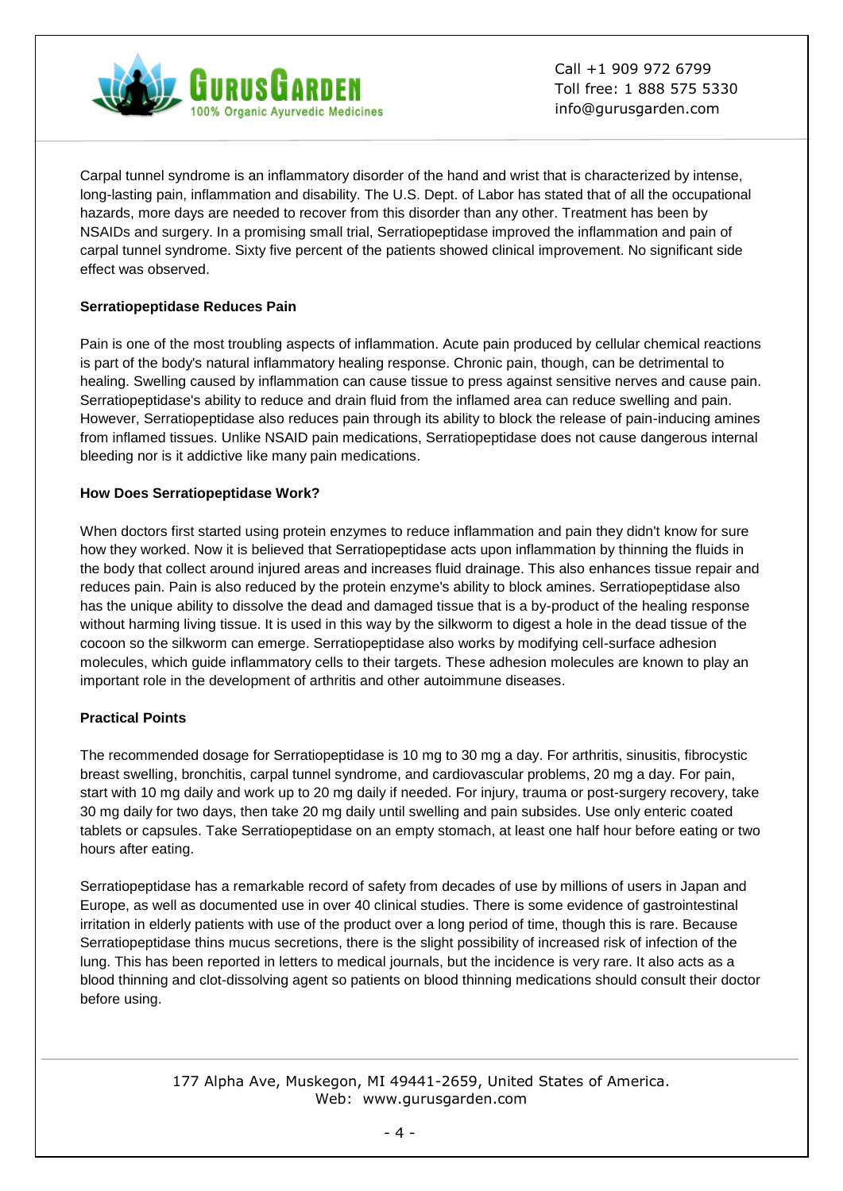Carpal tunnel syndrome is an inflammatory disorder of the hand and wrist that is characterized by intense, long-lasting pain, inflammation and disability. The U.S. Dept. of Labor has stated that of all the occupational hazards, more days are needed to recover from this disorder than any other. Treatment has been by NSAIDs and surgery. In a promising small trial, Serratiopeptidase improved the inflammation and pain of carpal tunnel syndrome. Sixty five percent of the patients showed clinical improvement. No significant side effect was observed.

**Serratiopeptidase Reduces Pain**

Pain is one of the most troubling aspects of inflammation. Acute pain produced by cellular chemical reactions is part of the body's natural inflammatory healing response. Chronic pain, though, can be detrimental to healing. Swelling caused by inflammation can cause tissue to press against sensitive nerves and cause pain. Serratiopeptidase's ability to reduce and drain fluid from the inflamed area can reduce swelling and pain. However, Serratiopeptidase also reduces pain through its ability to block the release of pain-inducing amines from inflamed tissues. Unlike NSAID pain medications, Serratiopeptidase does not cause dangerous internal bleeding nor is it addictive like many pain medications.

**How Does Serratiopeptidase Work?**

When doctors first started using protein enzymes to reduce inflammation and pain they didn't know for sure how they worked. Now it is believed that Serratiopeptidase acts upon inflammation by thinning the fluids in the body that collect around injured areas and increases fluid drainage. This also enhances tissue repair and reduces pain. Pain is also reduced by the protein enzyme's ability to block amines. Serratiopeptidase also has the unique ability to dissolve the dead and damaged tissue that is a by-product of the healing response without harming living tissue. It is used in this way by the silkworm to digest a hole in the dead tissue of the cocoon so the silkworm can emerge. Serratiopeptidase also works by modifying cell-surface adhesion molecules, which guide inflammatory cells to their targets. These adhesion molecules are known to play an important role in the development of arthritis and other autoimmune diseases.

**Practical Points**

The recommended dosage for Serratiopeptidase is 10 mg to 30 mg a day. For arthritis, sinusitis, fibrocystic breast swelling, bronchitis, carpal tunnel syndrome, and cardiovascular problems, 20 mg a day. For pain, start with 10 mg daily and work up to 20 mg daily if needed. For injury, trauma or post-surgery recovery, take 30 mg daily for two days, then take 20 mg daily until swelling and pain subsides. Use only enteric coated tablets or capsules. Take Serratiopeptidase on an empty stomach, at least one half hour before eating or two hours after eating.

Serratiopeptidase has a remarkable record of safety from decades of use by millions of users in Japan and Europe, as well as documented use in over 40 clinical studies. There is some evidence of gastrointestinal irritation in elderly patients with use of the product over a long period of time, though this is rare. Because Serratiopeptidase thins mucus secretions, there is the slight possibility of increased risk of infection of the lung. This has been reported in letters to medical journals, but the incidence is very rare. It also acts as a blood thinning and clot-dissolving agent so patients on blood thinning medications should consult their doctor before using.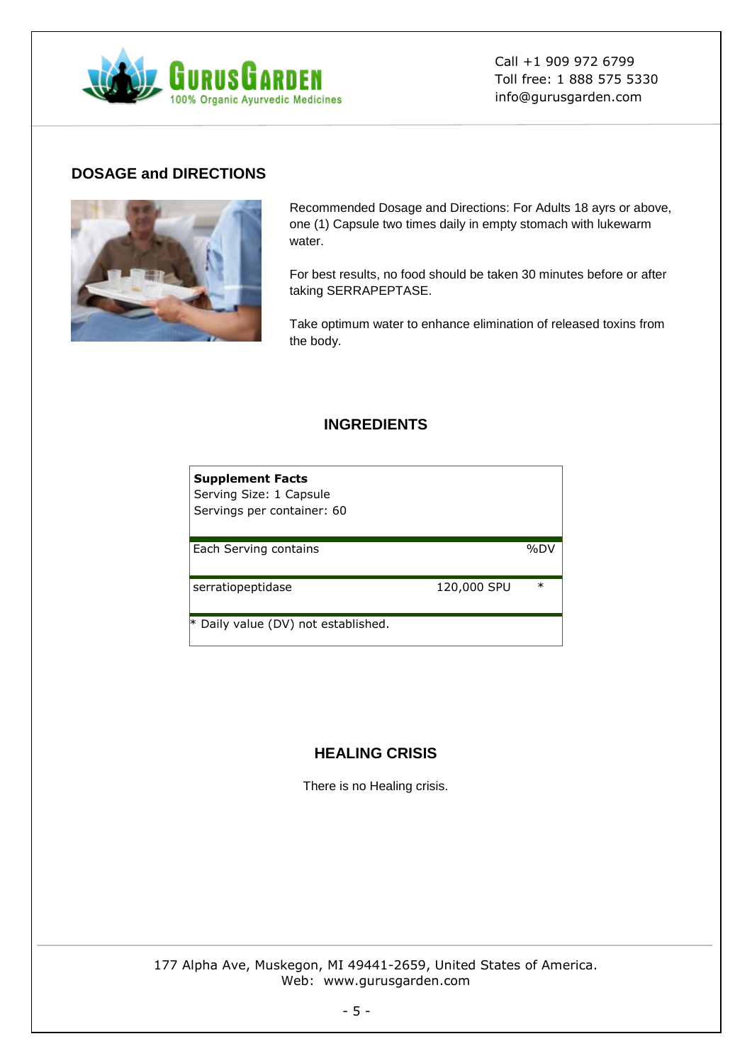## DOSAGE and DIRECTIONS

Recommended Dosage and Directions: For Adults 18 ayrs or above, one (1) Capsule two times daily in empty stomach with lukewarm water.

For best results, no food should be taken 30 minutes before or after taking SERRAPEPTASE.

Take optimum water to enhance elimination of released toxins from the body.

## INGREDIENTS

**Supplement Facts**
Serving Size: 1 Capsule
Servings per container: 60

| Each Serving contains | | %DV |
|---|---|---|
| serratiopeptidase | 120,000 SPU | * |

* Daily value (DV) not established.

## HEALING CRISIS

There is no Healing crisis.